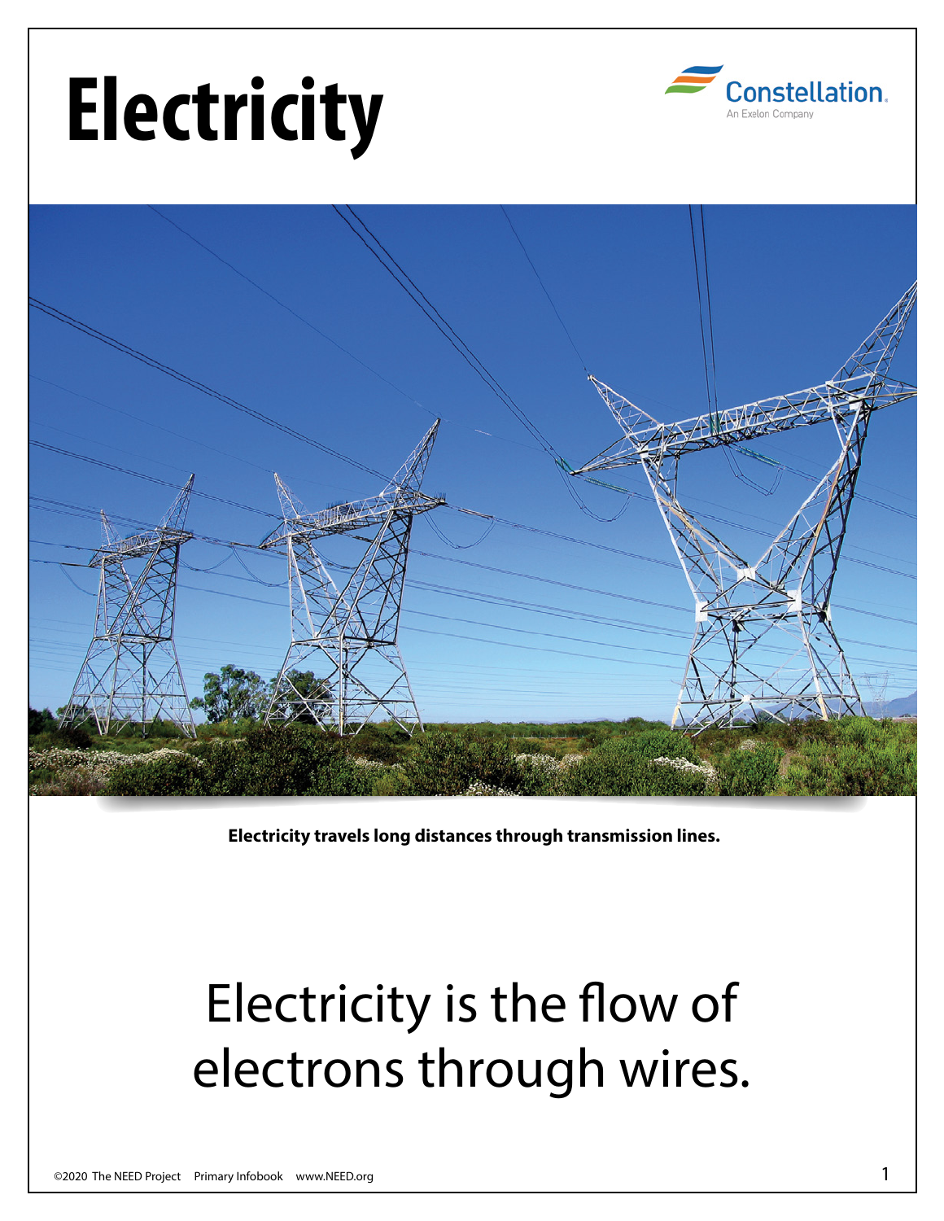# Electricity

Constellation. An Exelon Company

**Electricity travels long distances through transmission lines.**

Electricity is the flow of electrons through wires.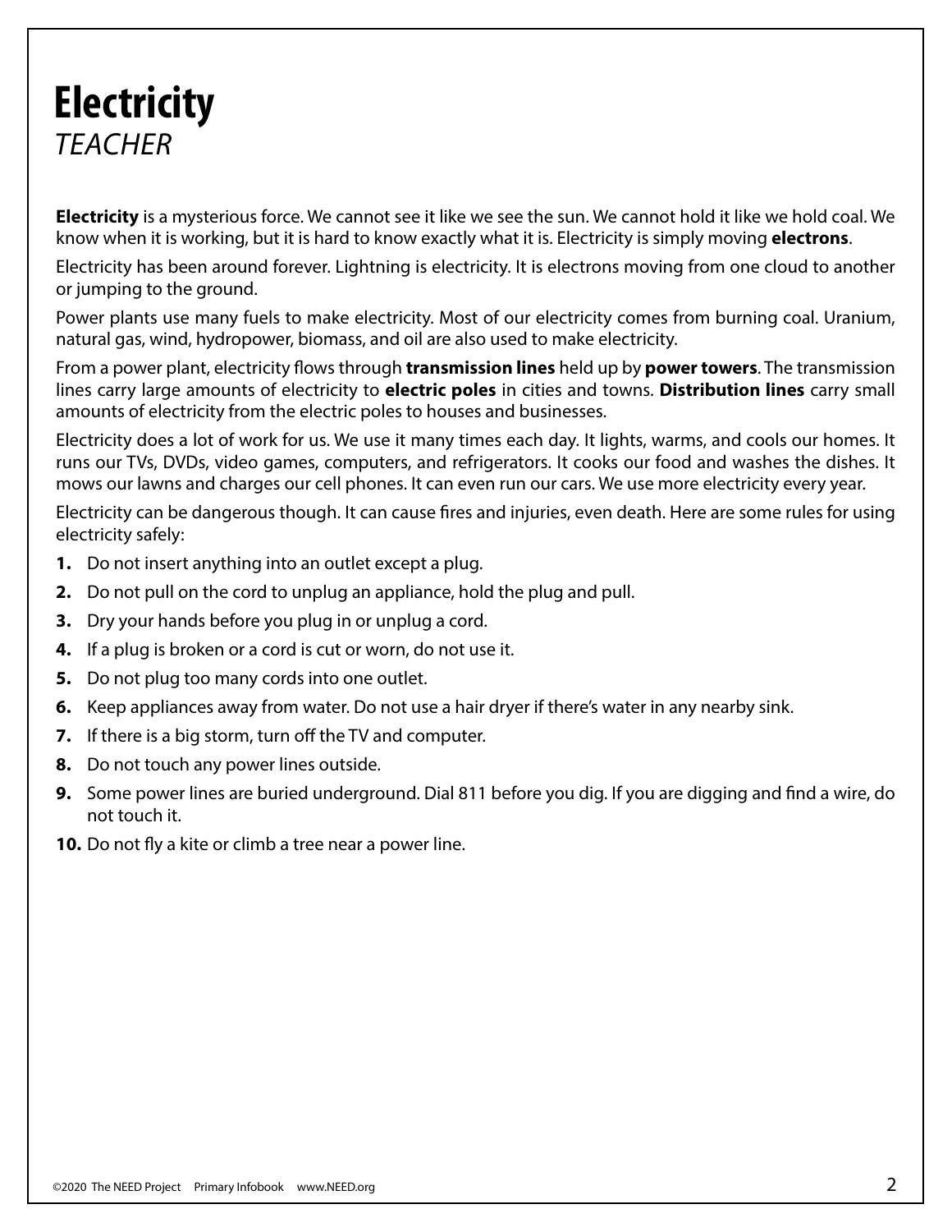# Electricity

*TEACHER*

**Electricity** is a mysterious force. We cannot see it like we see the sun. We cannot hold it like we hold coal. We know when it is working, but it is hard to know exactly what it is. Electricity is simply moving **electrons**.

Electricity has been around forever. Lightning is electricity. It is electrons moving from one cloud to another or jumping to the ground.

Power plants use many fuels to make electricity. Most of our electricity comes from burning coal. Uranium, natural gas, wind, hydropower, biomass, and oil are also used to make electricity.

From a power plant, electricity flows through **transmission lines** held up by **power towers**. The transmission lines carry large amounts of electricity to **electric poles** in cities and towns. **Distribution lines** carry small amounts of electricity from the electric poles to houses and businesses.

Electricity does a lot of work for us. We use it many times each day. It lights, warms, and cools our homes. It runs our TVs, DVDs, video games, computers, and refrigerators. It cooks our food and washes the dishes. It mows our lawns and charges our cell phones. It can even run our cars. We use more electricity every year.

Electricity can be dangerous though. It can cause fires and injuries, even death. Here are some rules for using electricity safely:

1. Do not insert anything into an outlet except a plug.
2. Do not pull on the cord to unplug an appliance, hold the plug and pull.
3. Dry your hands before you plug in or unplug a cord.
4. If a plug is broken or a cord is cut or worn, do not use it.
5. Do not plug too many cords into one outlet.
6. Keep appliances away from water. Do not use a hair dryer if there's water in any nearby sink.
7. If there is a big storm, turn off the TV and computer.
8. Do not touch any power lines outside.
9. Some power lines are buried underground. Dial 811 before you dig. If you are digging and find a wire, do not touch it.
10. Do not fly a kite or climb a tree near a power line.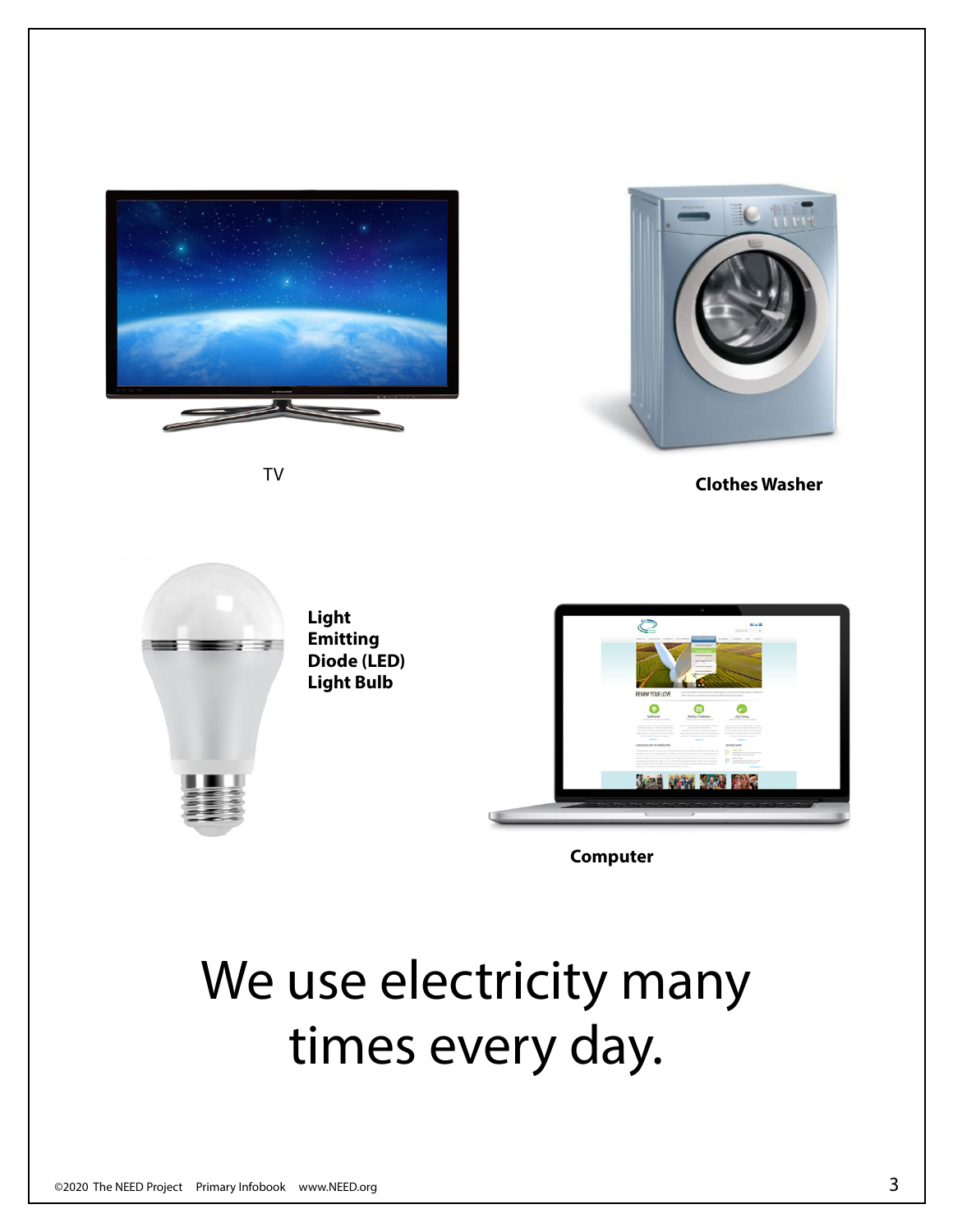TV

**Clothes Washer**

**Light Emitting Diode (LED) Light Bulb**

**Computer**

# We use electricity many times every day.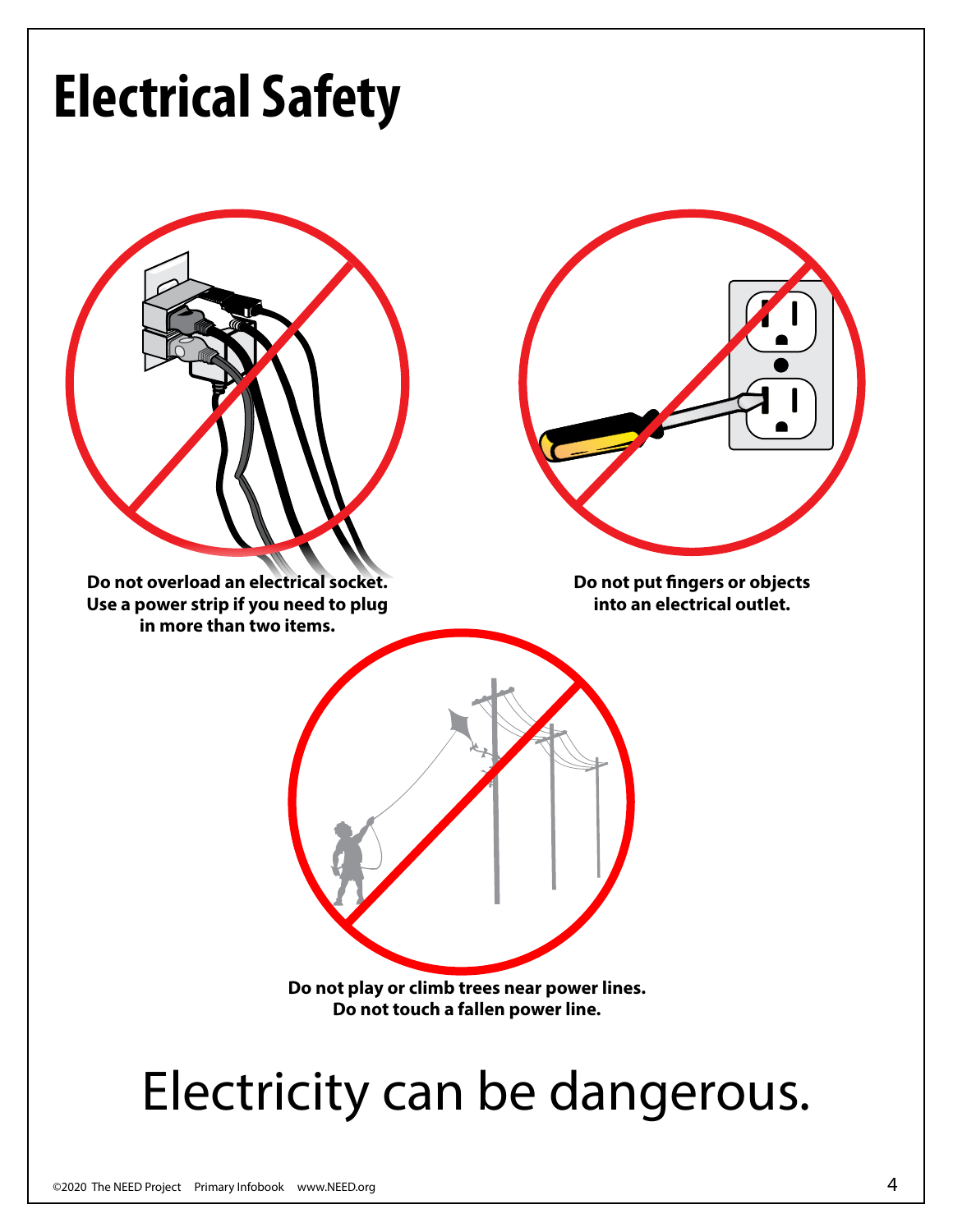# Electrical Safety

**Do not overload an electrical socket. Use a power strip if you need to plug in more than two items.**

**Do not put fingers or objects into an electrical outlet.**

**Do not play or climb trees near power lines. Do not touch a fallen power line.**

Electricity can be dangerous.